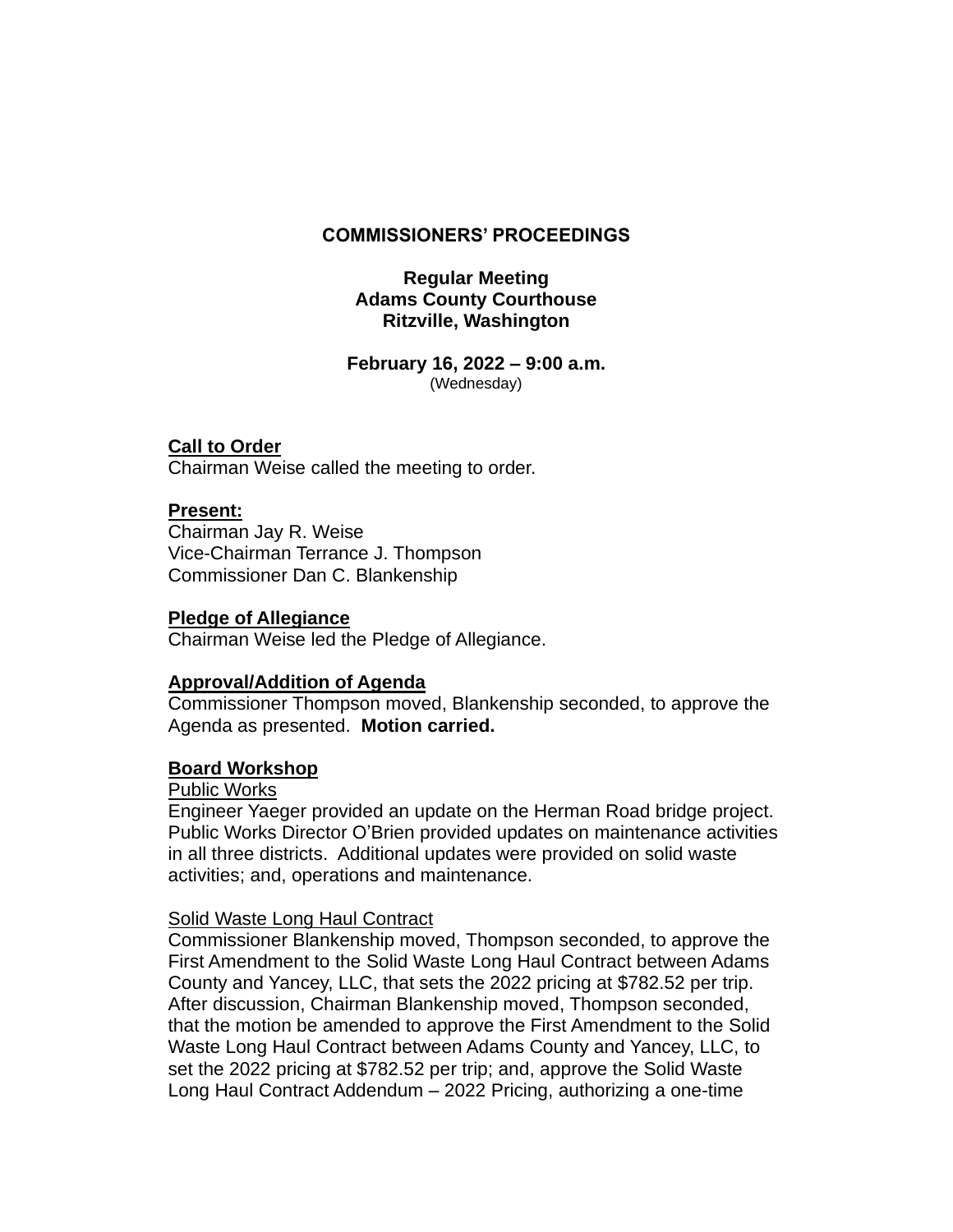# COMMISSIONERS' PROCEEDINGS

**Regular Meeting**
**Adams County Courthouse**
**Ritzville, Washington**

**February 16, 2022 – 9:00 a.m.**
(Wednesday)

**Call to Order**
Chairman Weise called the meeting to order.

**Present:**
Chairman Jay R. Weise
Vice-Chairman Terrance J. Thompson
Commissioner Dan C. Blankenship

**Pledge of Allegiance**
Chairman Weise led the Pledge of Allegiance.

**Approval/Addition of Agenda**
Commissioner Thompson moved, Blankenship seconded, to approve the Agenda as presented. **Motion carried.**

**Board Workshop**

Public Works
Engineer Yaeger provided an update on the Herman Road bridge project. Public Works Director O'Brien provided updates on maintenance activities in all three districts. Additional updates were provided on solid waste activities; and, operations and maintenance.

Solid Waste Long Haul Contract
Commissioner Blankenship moved, Thompson seconded, to approve the First Amendment to the Solid Waste Long Haul Contract between Adams County and Yancey, LLC, that sets the 2022 pricing at $782.52 per trip. After discussion, Chairman Blankenship moved, Thompson seconded, that the motion be amended to approve the First Amendment to the Solid Waste Long Haul Contract between Adams County and Yancey, LLC, to set the 2022 pricing at $782.52 per trip; and, approve the Solid Waste Long Haul Contract Addendum – 2022 Pricing, authorizing a one-time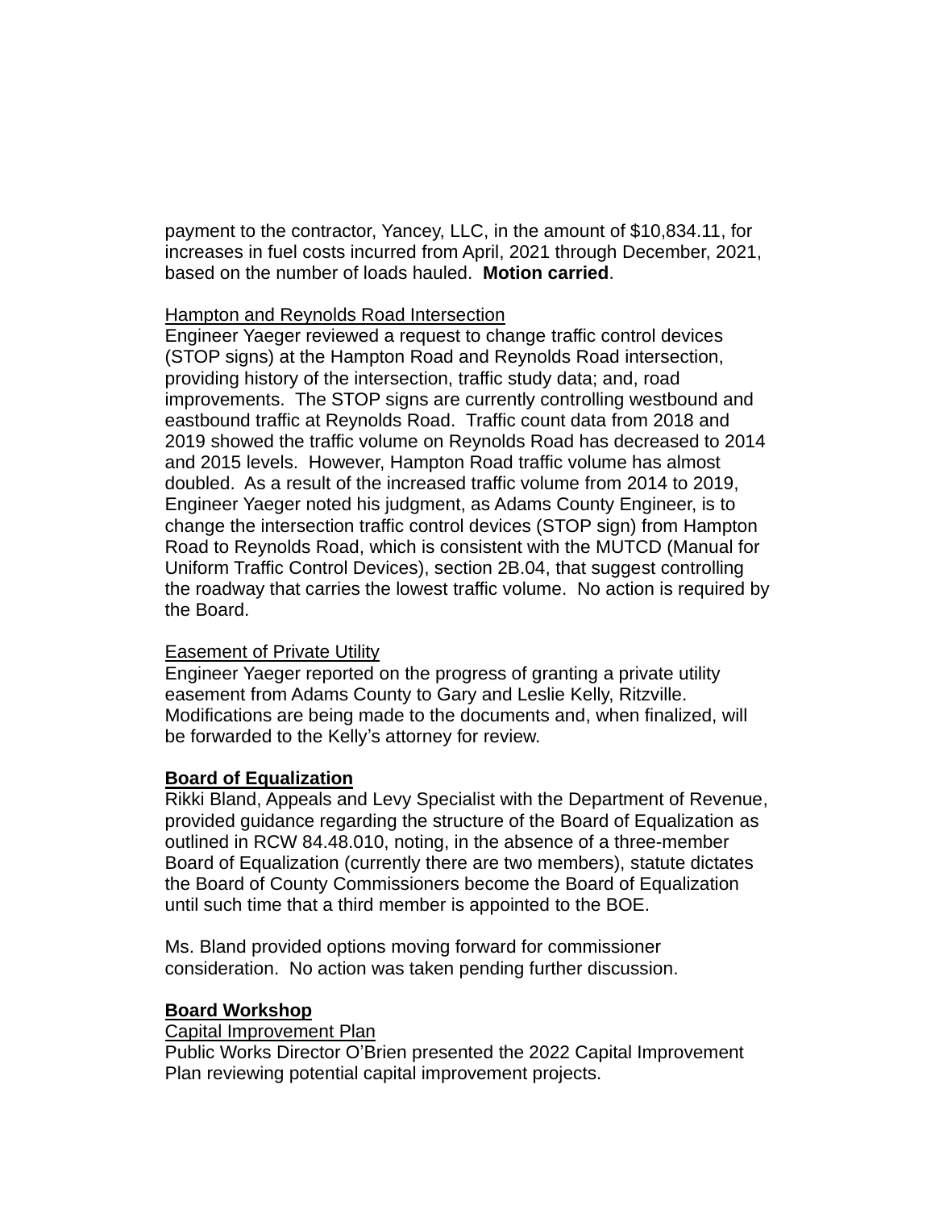payment to the contractor, Yancey, LLC, in the amount of $10,834.11, for increases in fuel costs incurred from April, 2021 through December, 2021, based on the number of loads hauled. **Motion carried**.

<u>Hampton and Reynolds Road Intersection</u>

Engineer Yaeger reviewed a request to change traffic control devices (STOP signs) at the Hampton Road and Reynolds Road intersection, providing history of the intersection, traffic study data; and, road improvements. The STOP signs are currently controlling westbound and eastbound traffic at Reynolds Road. Traffic count data from 2018 and 2019 showed the traffic volume on Reynolds Road has decreased to 2014 and 2015 levels. However, Hampton Road traffic volume has almost doubled. As a result of the increased traffic volume from 2014 to 2019, Engineer Yaeger noted his judgment, as Adams County Engineer, is to change the intersection traffic control devices (STOP sign) from Hampton Road to Reynolds Road, which is consistent with the MUTCD (Manual for Uniform Traffic Control Devices), section 2B.04, that suggest controlling the roadway that carries the lowest traffic volume. No action is required by the Board.

<u>Easement of Private Utility</u>

Engineer Yaeger reported on the progress of granting a private utility easement from Adams County to Gary and Leslie Kelly, Ritzville. Modifications are being made to the documents and, when finalized, will be forwarded to the Kelly's attorney for review.

**<u>Board of Equalization</u>**

Rikki Bland, Appeals and Levy Specialist with the Department of Revenue, provided guidance regarding the structure of the Board of Equalization as outlined in RCW 84.48.010, noting, in the absence of a three-member Board of Equalization (currently there are two members), statute dictates the Board of County Commissioners become the Board of Equalization until such time that a third member is appointed to the BOE.

Ms. Bland provided options moving forward for commissioner consideration. No action was taken pending further discussion.

**<u>Board Workshop</u>**

<u>Capital Improvement Plan</u>

Public Works Director O'Brien presented the 2022 Capital Improvement Plan reviewing potential capital improvement projects.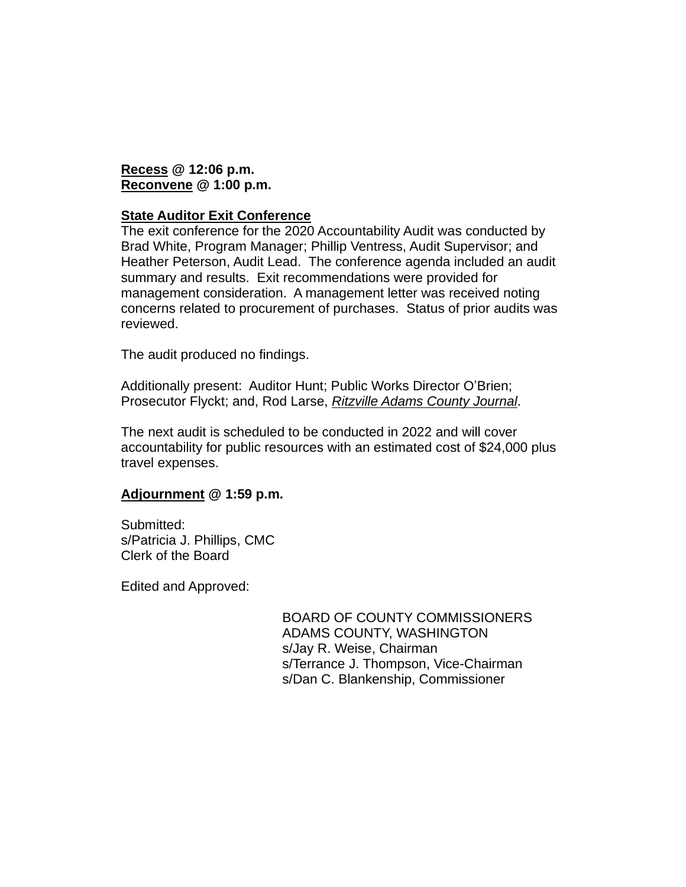**Recess** @ 12:06 p.m.
**Reconvene** @ 1:00 p.m.

**State Auditor Exit Conference**
The exit conference for the 2020 Accountability Audit was conducted by Brad White, Program Manager; Phillip Ventress, Audit Supervisor; and Heather Peterson, Audit Lead. The conference agenda included an audit summary and results. Exit recommendations were provided for management consideration. A management letter was received noting concerns related to procurement of purchases. Status of prior audits was reviewed.

The audit produced no findings.

Additionally present: Auditor Hunt; Public Works Director O'Brien; Prosecutor Flyckt; and, Rod Larse, *Ritzville Adams County Journal*.

The next audit is scheduled to be conducted in 2022 and will cover accountability for public resources with an estimated cost of $24,000 plus travel expenses.

**Adjournment** @ 1:59 p.m.

Submitted:
s/Patricia J. Phillips, CMC
Clerk of the Board

Edited and Approved:

BOARD OF COUNTY COMMISSIONERS
ADAMS COUNTY, WASHINGTON
s/Jay R. Weise, Chairman
s/Terrance J. Thompson, Vice-Chairman
s/Dan C. Blankenship, Commissioner